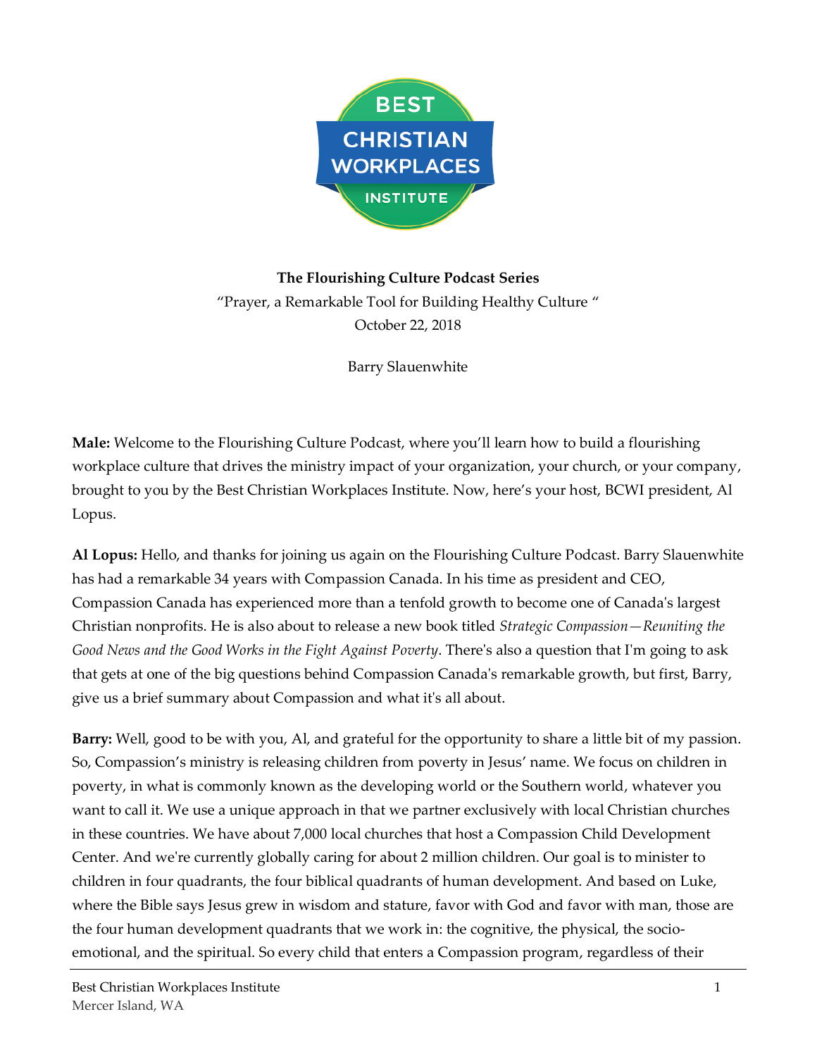**The Flourishing Culture Podcast Series**

"Prayer, a Remarkable Tool for Building Healthy Culture "

October 22, 2018

Barry Slauenwhite

**Male:** Welcome to the Flourishing Culture Podcast, where you'll learn how to build a flourishing workplace culture that drives the ministry impact of your organization, your church, or your company, brought to you by the Best Christian Workplaces Institute. Now, here's your host, BCWI president, Al Lopus.

**Al Lopus:** Hello, and thanks for joining us again on the Flourishing Culture Podcast. Barry Slauenwhite has had a remarkable 34 years with Compassion Canada. In his time as president and CEO, Compassion Canada has experienced more than a tenfold growth to become one of Canada's largest Christian nonprofits. He is also about to release a new book titled *Strategic Compassion—Reuniting the Good News and the Good Works in the Fight Against Poverty*. There's also a question that I'm going to ask that gets at one of the big questions behind Compassion Canada's remarkable growth, but first, Barry, give us a brief summary about Compassion and what it's all about.

**Barry:** Well, good to be with you, Al, and grateful for the opportunity to share a little bit of my passion. So, Compassion's ministry is releasing children from poverty in Jesus' name. We focus on children in poverty, in what is commonly known as the developing world or the Southern world, whatever you want to call it. We use a unique approach in that we partner exclusively with local Christian churches in these countries. We have about 7,000 local churches that host a Compassion Child Development Center. And we're currently globally caring for about 2 million children. Our goal is to minister to children in four quadrants, the four biblical quadrants of human development. And based on Luke, where the Bible says Jesus grew in wisdom and stature, favor with God and favor with man, those are the four human development quadrants that we work in: the cognitive, the physical, the socio-emotional, and the spiritual. So every child that enters a Compassion program, regardless of their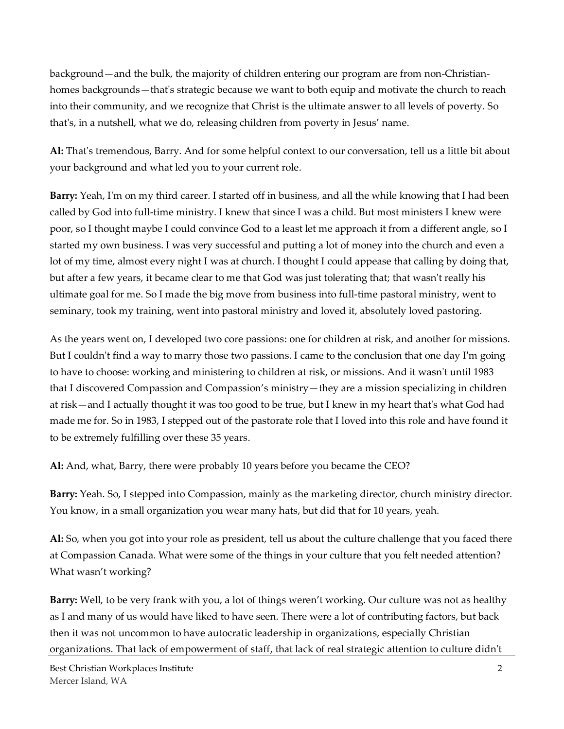background—and the bulk, the majority of children entering our program are from non-Christian-homes backgrounds—that's strategic because we want to both equip and motivate the church to reach into their community, and we recognize that Christ is the ultimate answer to all levels of poverty. So that's, in a nutshell, what we do, releasing children from poverty in Jesus' name.

**Al:** That's tremendous, Barry. And for some helpful context to our conversation, tell us a little bit about your background and what led you to your current role.

**Barry:** Yeah, I'm on my third career. I started off in business, and all the while knowing that I had been called by God into full-time ministry. I knew that since I was a child. But most ministers I knew were poor, so I thought maybe I could convince God to a least let me approach it from a different angle, so I started my own business. I was very successful and putting a lot of money into the church and even a lot of my time, almost every night I was at church. I thought I could appease that calling by doing that, but after a few years, it became clear to me that God was just tolerating that; that wasn't really his ultimate goal for me. So I made the big move from business into full-time pastoral ministry, went to seminary, took my training, went into pastoral ministry and loved it, absolutely loved pastoring.

As the years went on, I developed two core passions: one for children at risk, and another for missions. But I couldn't find a way to marry those two passions. I came to the conclusion that one day I'm going to have to choose: working and ministering to children at risk, or missions. And it wasn't until 1983 that I discovered Compassion and Compassion's ministry—they are a mission specializing in children at risk—and I actually thought it was too good to be true, but I knew in my heart that's what God had made me for. So in 1983, I stepped out of the pastorate role that I loved into this role and have found it to be extremely fulfilling over these 35 years.

**Al:** And, what, Barry, there were probably 10 years before you became the CEO?

**Barry:** Yeah. So, I stepped into Compassion, mainly as the marketing director, church ministry director. You know, in a small organization you wear many hats, but did that for 10 years, yeah.

**Al:** So, when you got into your role as president, tell us about the culture challenge that you faced there at Compassion Canada. What were some of the things in your culture that you felt needed attention? What wasn't working?

**Barry:** Well, to be very frank with you, a lot of things weren't working. Our culture was not as healthy as I and many of us would have liked to have seen. There were a lot of contributing factors, but back then it was not uncommon to have autocratic leadership in organizations, especially Christian organizations. That lack of empowerment of staff, that lack of real strategic attention to culture didn't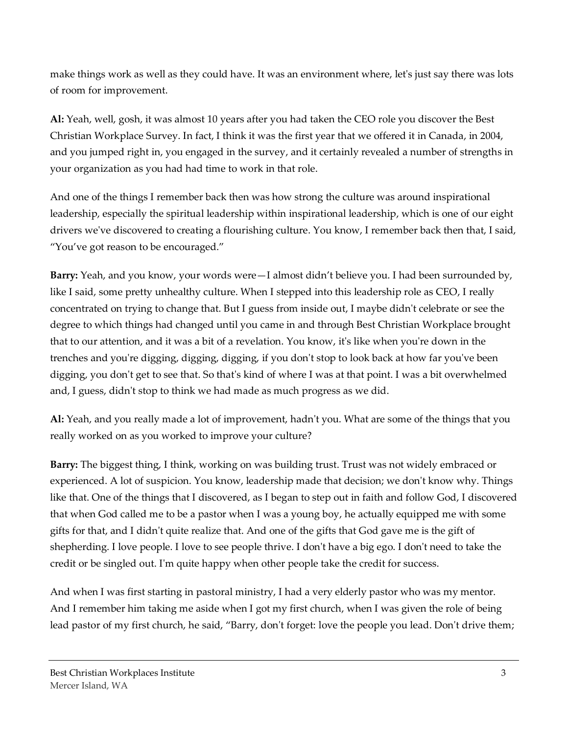make things work as well as they could have. It was an environment where, let's just say there was lots of room for improvement.

**Al:** Yeah, well, gosh, it was almost 10 years after you had taken the CEO role you discover the Best Christian Workplace Survey. In fact, I think it was the first year that we offered it in Canada, in 2004, and you jumped right in, you engaged in the survey, and it certainly revealed a number of strengths in your organization as you had had time to work in that role.

And one of the things I remember back then was how strong the culture was around inspirational leadership, especially the spiritual leadership within inspirational leadership, which is one of our eight drivers we've discovered to creating a flourishing culture. You know, I remember back then that, I said, "You've got reason to be encouraged."

**Barry:** Yeah, and you know, your words were—I almost didn't believe you. I had been surrounded by, like I said, some pretty unhealthy culture. When I stepped into this leadership role as CEO, I really concentrated on trying to change that. But I guess from inside out, I maybe didn't celebrate or see the degree to which things had changed until you came in and through Best Christian Workplace brought that to our attention, and it was a bit of a revelation. You know, it's like when you're down in the trenches and you're digging, digging, digging, if you don't stop to look back at how far you've been digging, you don't get to see that. So that's kind of where I was at that point. I was a bit overwhelmed and, I guess, didn't stop to think we had made as much progress as we did.

**Al:** Yeah, and you really made a lot of improvement, hadn't you. What are some of the things that you really worked on as you worked to improve your culture?

**Barry:** The biggest thing, I think, working on was building trust. Trust was not widely embraced or experienced. A lot of suspicion. You know, leadership made that decision; we don't know why. Things like that. One of the things that I discovered, as I began to step out in faith and follow God, I discovered that when God called me to be a pastor when I was a young boy, he actually equipped me with some gifts for that, and I didn't quite realize that. And one of the gifts that God gave me is the gift of shepherding. I love people. I love to see people thrive. I don't have a big ego. I don't need to take the credit or be singled out. I'm quite happy when other people take the credit for success.

And when I was first starting in pastoral ministry, I had a very elderly pastor who was my mentor. And I remember him taking me aside when I got my first church, when I was given the role of being lead pastor of my first church, he said, "Barry, don't forget: love the people you lead. Don't drive them;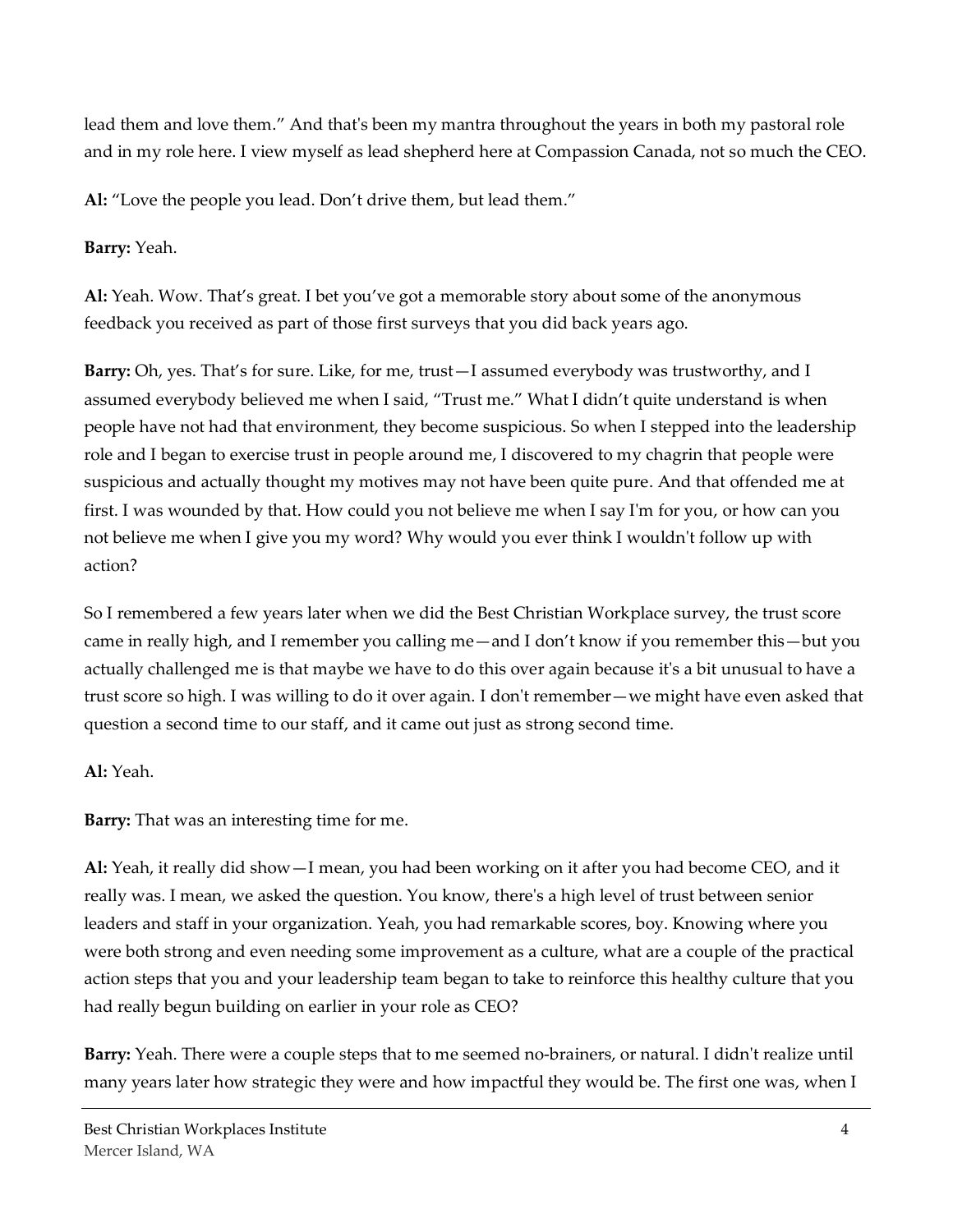lead them and love them." And that's been my mantra throughout the years in both my pastoral role and in my role here. I view myself as lead shepherd here at Compassion Canada, not so much the CEO.

**Al:** "Love the people you lead. Don't drive them, but lead them."

**Barry:** Yeah.

**Al:** Yeah. Wow. That's great. I bet you've got a memorable story about some of the anonymous feedback you received as part of those first surveys that you did back years ago.

**Barry:** Oh, yes. That's for sure. Like, for me, trust—I assumed everybody was trustworthy, and I assumed everybody believed me when I said, "Trust me." What I didn't quite understand is when people have not had that environment, they become suspicious. So when I stepped into the leadership role and I began to exercise trust in people around me, I discovered to my chagrin that people were suspicious and actually thought my motives may not have been quite pure. And that offended me at first. I was wounded by that. How could you not believe me when I say I'm for you, or how can you not believe me when I give you my word? Why would you ever think I wouldn't follow up with action?

So I remembered a few years later when we did the Best Christian Workplace survey, the trust score came in really high, and I remember you calling me—and I don't know if you remember this—but you actually challenged me is that maybe we have to do this over again because it's a bit unusual to have a trust score so high. I was willing to do it over again. I don't remember—we might have even asked that question a second time to our staff, and it came out just as strong second time.

**Al:** Yeah.

**Barry:** That was an interesting time for me.

**Al:** Yeah, it really did show—I mean, you had been working on it after you had become CEO, and it really was. I mean, we asked the question. You know, there's a high level of trust between senior leaders and staff in your organization. Yeah, you had remarkable scores, boy. Knowing where you were both strong and even needing some improvement as a culture, what are a couple of the practical action steps that you and your leadership team began to take to reinforce this healthy culture that you had really begun building on earlier in your role as CEO?

**Barry:** Yeah. There were a couple steps that to me seemed no-brainers, or natural. I didn't realize until many years later how strategic they were and how impactful they would be. The first one was, when I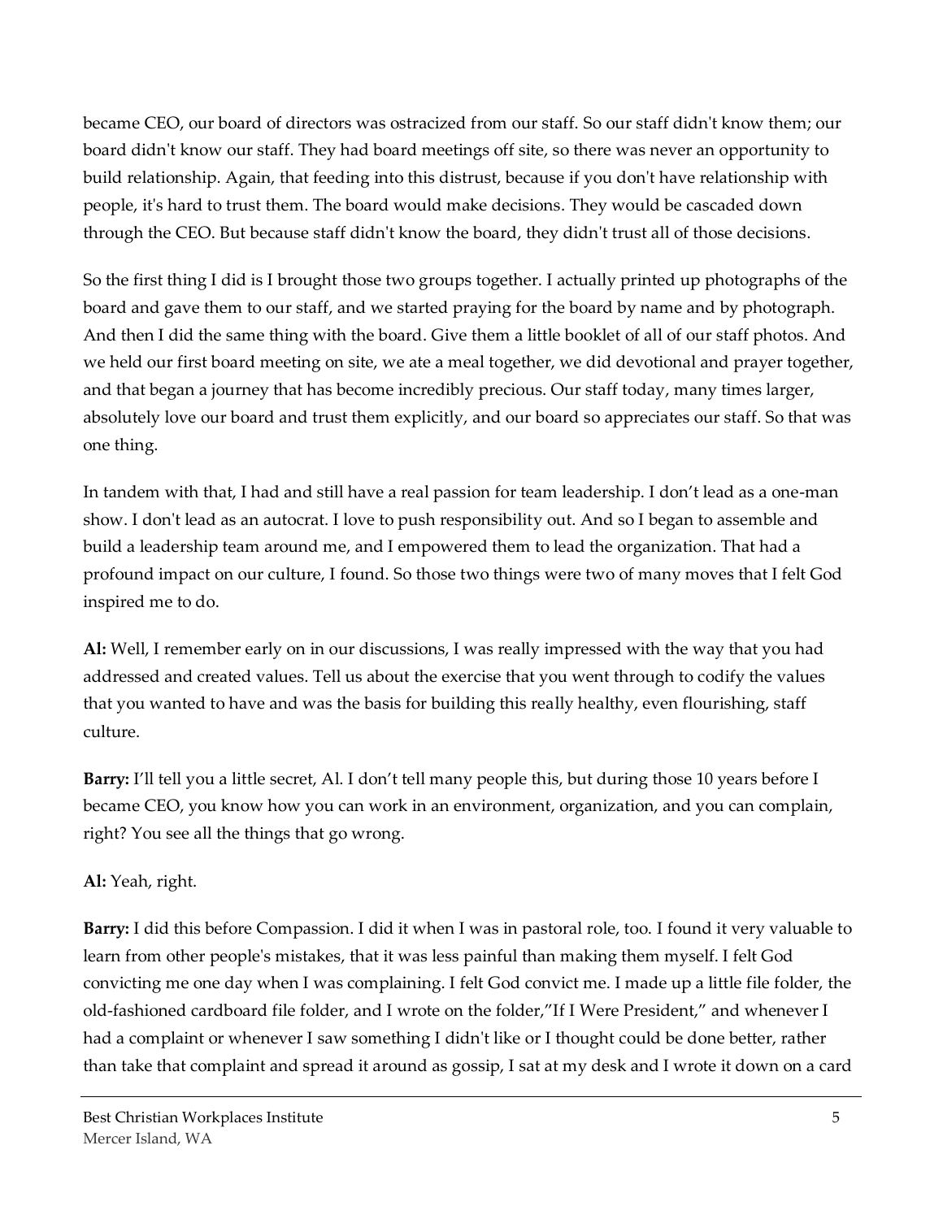became CEO, our board of directors was ostracized from our staff. So our staff didn't know them; our board didn't know our staff. They had board meetings off site, so there was never an opportunity to build relationship. Again, that feeding into this distrust, because if you don't have relationship with people, it's hard to trust them. The board would make decisions. They would be cascaded down through the CEO. But because staff didn't know the board, they didn't trust all of those decisions.

So the first thing I did is I brought those two groups together. I actually printed up photographs of the board and gave them to our staff, and we started praying for the board by name and by photograph. And then I did the same thing with the board. Give them a little booklet of all of our staff photos. And we held our first board meeting on site, we ate a meal together, we did devotional and prayer together, and that began a journey that has become incredibly precious. Our staff today, many times larger, absolutely love our board and trust them explicitly, and our board so appreciates our staff. So that was one thing.

In tandem with that, I had and still have a real passion for team leadership. I don't lead as a one-man show. I don't lead as an autocrat. I love to push responsibility out. And so I began to assemble and build a leadership team around me, and I empowered them to lead the organization. That had a profound impact on our culture, I found. So those two things were two of many moves that I felt God inspired me to do.

**Al:** Well, I remember early on in our discussions, I was really impressed with the way that you had addressed and created values. Tell us about the exercise that you went through to codify the values that you wanted to have and was the basis for building this really healthy, even flourishing, staff culture.

**Barry:** I'll tell you a little secret, Al. I don't tell many people this, but during those 10 years before I became CEO, you know how you can work in an environment, organization, and you can complain, right? You see all the things that go wrong.

**Al:** Yeah, right.

**Barry:** I did this before Compassion. I did it when I was in pastoral role, too. I found it very valuable to learn from other people's mistakes, that it was less painful than making them myself. I felt God convicting me one day when I was complaining. I felt God convict me. I made up a little file folder, the old-fashioned cardboard file folder, and I wrote on the folder,"If I Were President," and whenever I had a complaint or whenever I saw something I didn't like or I thought could be done better, rather than take that complaint and spread it around as gossip, I sat at my desk and I wrote it down on a card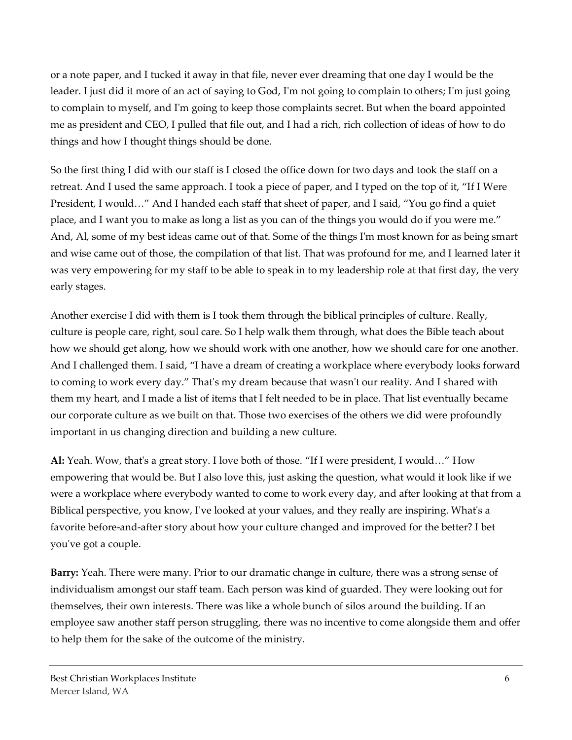or a note paper, and I tucked it away in that file, never ever dreaming that one day I would be the leader. I just did it more of an act of saying to God, I'm not going to complain to others; I'm just going to complain to myself, and I'm going to keep those complaints secret. But when the board appointed me as president and CEO, I pulled that file out, and I had a rich, rich collection of ideas of how to do things and how I thought things should be done.

So the first thing I did with our staff is I closed the office down for two days and took the staff on a retreat. And I used the same approach. I took a piece of paper, and I typed on the top of it, "If I Were President, I would…" And I handed each staff that sheet of paper, and I said, "You go find a quiet place, and I want you to make as long a list as you can of the things you would do if you were me." And, Al, some of my best ideas came out of that. Some of the things I'm most known for as being smart and wise came out of those, the compilation of that list. That was profound for me, and I learned later it was very empowering for my staff to be able to speak in to my leadership role at that first day, the very early stages.

Another exercise I did with them is I took them through the biblical principles of culture. Really, culture is people care, right, soul care. So I help walk them through, what does the Bible teach about how we should get along, how we should work with one another, how we should care for one another. And I challenged them. I said, "I have a dream of creating a workplace where everybody looks forward to coming to work every day." That's my dream because that wasn't our reality. And I shared with them my heart, and I made a list of items that I felt needed to be in place. That list eventually became our corporate culture as we built on that. Those two exercises of the others we did were profoundly important in us changing direction and building a new culture.

**Al:** Yeah. Wow, that's a great story. I love both of those. "If I were president, I would…" How empowering that would be. But I also love this, just asking the question, what would it look like if we were a workplace where everybody wanted to come to work every day, and after looking at that from a Biblical perspective, you know, I've looked at your values, and they really are inspiring. What's a favorite before-and-after story about how your culture changed and improved for the better? I bet you've got a couple.

**Barry:** Yeah. There were many. Prior to our dramatic change in culture, there was a strong sense of individualism amongst our staff team. Each person was kind of guarded. They were looking out for themselves, their own interests. There was like a whole bunch of silos around the building. If an employee saw another staff person struggling, there was no incentive to come alongside them and offer to help them for the sake of the outcome of the ministry.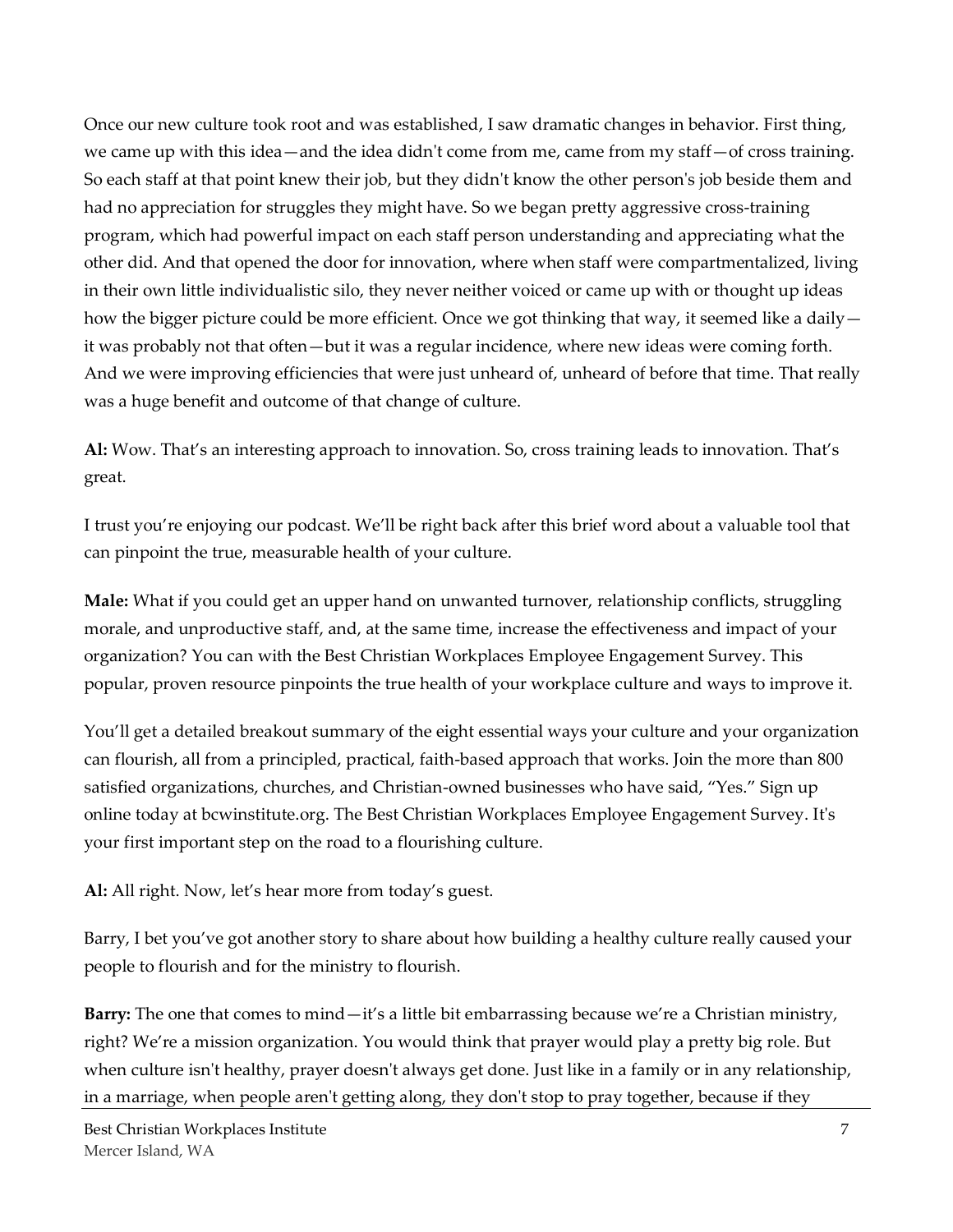Once our new culture took root and was established, I saw dramatic changes in behavior. First thing, we came up with this idea—and the idea didn't come from me, came from my staff—of cross training. So each staff at that point knew their job, but they didn't know the other person's job beside them and had no appreciation for struggles they might have. So we began pretty aggressive cross-training program, which had powerful impact on each staff person understanding and appreciating what the other did. And that opened the door for innovation, where when staff were compartmentalized, living in their own little individualistic silo, they never neither voiced or came up with or thought up ideas how the bigger picture could be more efficient. Once we got thinking that way, it seemed like a daily—it was probably not that often—but it was a regular incidence, where new ideas were coming forth. And we were improving efficiencies that were just unheard of, unheard of before that time. That really was a huge benefit and outcome of that change of culture.

**Al:** Wow. That's an interesting approach to innovation. So, cross training leads to innovation. That's great.

I trust you're enjoying our podcast. We'll be right back after this brief word about a valuable tool that can pinpoint the true, measurable health of your culture.

**Male:** What if you could get an upper hand on unwanted turnover, relationship conflicts, struggling morale, and unproductive staff, and, at the same time, increase the effectiveness and impact of your organization? You can with the Best Christian Workplaces Employee Engagement Survey. This popular, proven resource pinpoints the true health of your workplace culture and ways to improve it.

You'll get a detailed breakout summary of the eight essential ways your culture and your organization can flourish, all from a principled, practical, faith-based approach that works. Join the more than 800 satisfied organizations, churches, and Christian-owned businesses who have said, "Yes." Sign up online today at bcwinstitute.org. The Best Christian Workplaces Employee Engagement Survey. It's your first important step on the road to a flourishing culture.

**Al:** All right. Now, let's hear more from today's guest.

Barry, I bet you've got another story to share about how building a healthy culture really caused your people to flourish and for the ministry to flourish.

**Barry:** The one that comes to mind—it's a little bit embarrassing because we're a Christian ministry, right? We're a mission organization. You would think that prayer would play a pretty big role. But when culture isn't healthy, prayer doesn't always get done. Just like in a family or in any relationship, in a marriage, when people aren't getting along, they don't stop to pray together, because if they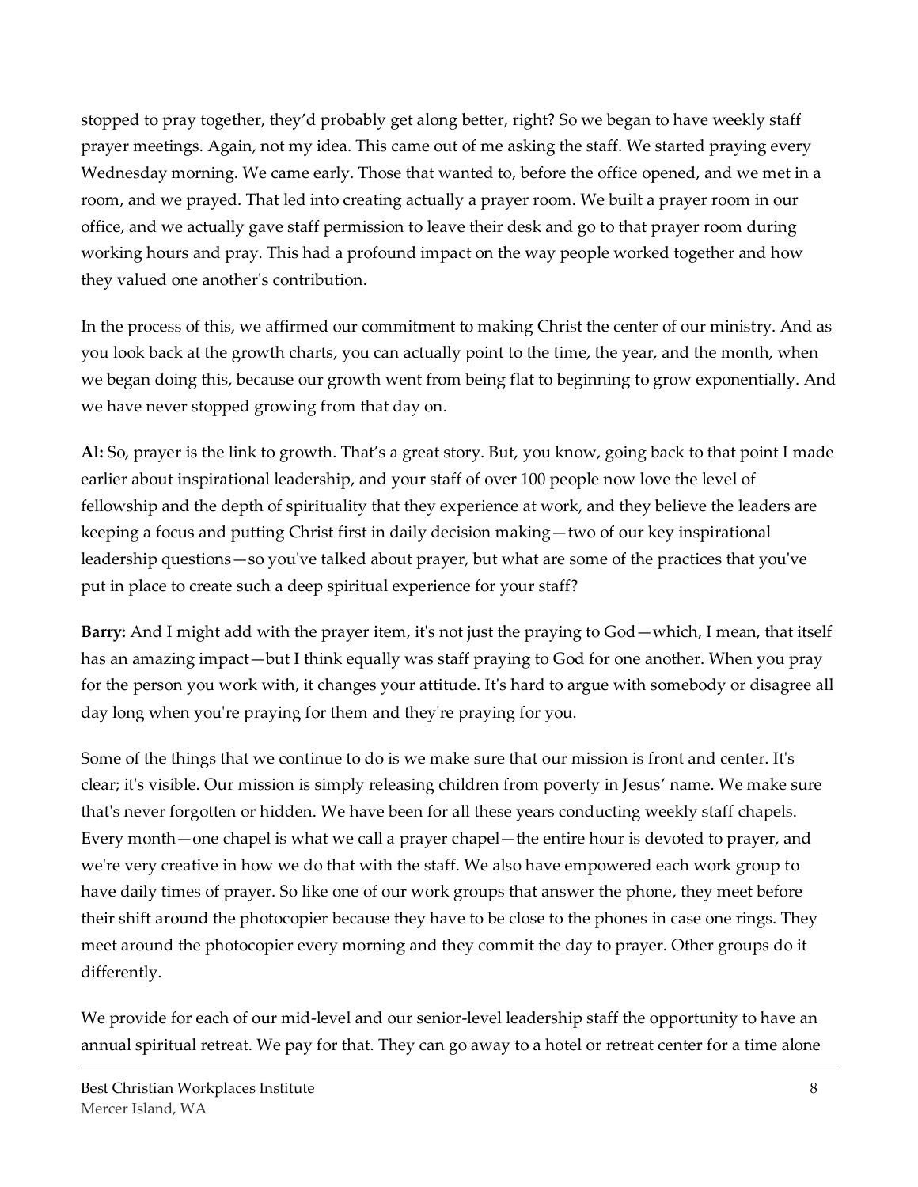stopped to pray together, they'd probably get along better, right? So we began to have weekly staff prayer meetings. Again, not my idea. This came out of me asking the staff. We started praying every Wednesday morning. We came early. Those that wanted to, before the office opened, and we met in a room, and we prayed. That led into creating actually a prayer room. We built a prayer room in our office, and we actually gave staff permission to leave their desk and go to that prayer room during working hours and pray. This had a profound impact on the way people worked together and how they valued one another's contribution.

In the process of this, we affirmed our commitment to making Christ the center of our ministry. And as you look back at the growth charts, you can actually point to the time, the year, and the month, when we began doing this, because our growth went from being flat to beginning to grow exponentially. And we have never stopped growing from that day on.

**Al:** So, prayer is the link to growth. That's a great story. But, you know, going back to that point I made earlier about inspirational leadership, and your staff of over 100 people now love the level of fellowship and the depth of spirituality that they experience at work, and they believe the leaders are keeping a focus and putting Christ first in daily decision making—two of our key inspirational leadership questions—so you've talked about prayer, but what are some of the practices that you've put in place to create such a deep spiritual experience for your staff?

**Barry:** And I might add with the prayer item, it's not just the praying to God—which, I mean, that itself has an amazing impact—but I think equally was staff praying to God for one another. When you pray for the person you work with, it changes your attitude. It's hard to argue with somebody or disagree all day long when you're praying for them and they're praying for you.

Some of the things that we continue to do is we make sure that our mission is front and center. It's clear; it's visible. Our mission is simply releasing children from poverty in Jesus' name. We make sure that's never forgotten or hidden. We have been for all these years conducting weekly staff chapels. Every month—one chapel is what we call a prayer chapel—the entire hour is devoted to prayer, and we're very creative in how we do that with the staff. We also have empowered each work group to have daily times of prayer. So like one of our work groups that answer the phone, they meet before their shift around the photocopier because they have to be close to the phones in case one rings. They meet around the photocopier every morning and they commit the day to prayer. Other groups do it differently.

We provide for each of our mid-level and our senior-level leadership staff the opportunity to have an annual spiritual retreat. We pay for that. They can go away to a hotel or retreat center for a time alone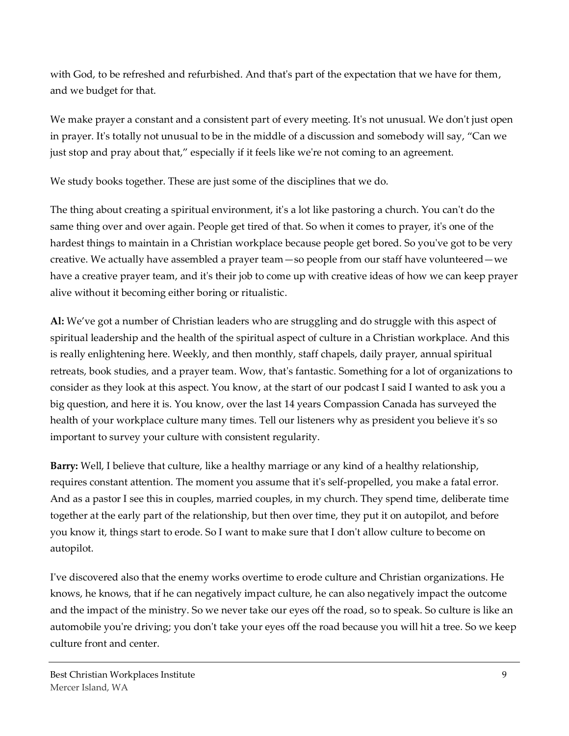with God, to be refreshed and refurbished. And that's part of the expectation that we have for them, and we budget for that.

We make prayer a constant and a consistent part of every meeting. It's not unusual. We don't just open in prayer. It's totally not unusual to be in the middle of a discussion and somebody will say, "Can we just stop and pray about that," especially if it feels like we're not coming to an agreement.

We study books together. These are just some of the disciplines that we do.

The thing about creating a spiritual environment, it's a lot like pastoring a church. You can't do the same thing over and over again. People get tired of that. So when it comes to prayer, it's one of the hardest things to maintain in a Christian workplace because people get bored. So you've got to be very creative. We actually have assembled a prayer team—so people from our staff have volunteered—we have a creative prayer team, and it's their job to come up with creative ideas of how we can keep prayer alive without it becoming either boring or ritualistic.

**Al:** We've got a number of Christian leaders who are struggling and do struggle with this aspect of spiritual leadership and the health of the spiritual aspect of culture in a Christian workplace. And this is really enlightening here. Weekly, and then monthly, staff chapels, daily prayer, annual spiritual retreats, book studies, and a prayer team. Wow, that's fantastic. Something for a lot of organizations to consider as they look at this aspect. You know, at the start of our podcast I said I wanted to ask you a big question, and here it is. You know, over the last 14 years Compassion Canada has surveyed the health of your workplace culture many times. Tell our listeners why as president you believe it's so important to survey your culture with consistent regularity.

**Barry:** Well, I believe that culture, like a healthy marriage or any kind of a healthy relationship, requires constant attention. The moment you assume that it's self-propelled, you make a fatal error. And as a pastor I see this in couples, married couples, in my church. They spend time, deliberate time together at the early part of the relationship, but then over time, they put it on autopilot, and before you know it, things start to erode. So I want to make sure that I don't allow culture to become on autopilot.

I've discovered also that the enemy works overtime to erode culture and Christian organizations. He knows, he knows, that if he can negatively impact culture, he can also negatively impact the outcome and the impact of the ministry. So we never take our eyes off the road, so to speak. So culture is like an automobile you're driving; you don't take your eyes off the road because you will hit a tree. So we keep culture front and center.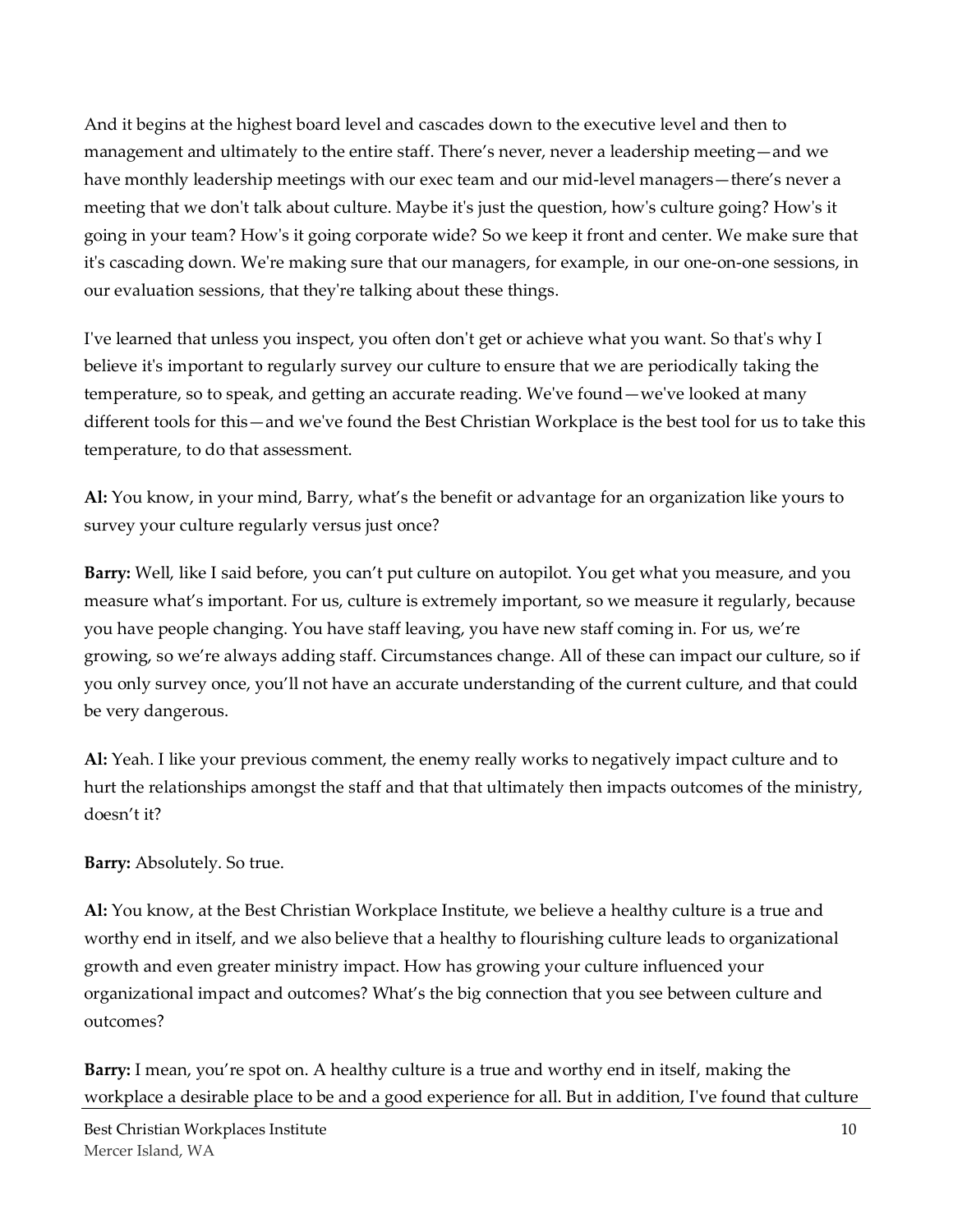And it begins at the highest board level and cascades down to the executive level and then to management and ultimately to the entire staff. There's never, never a leadership meeting—and we have monthly leadership meetings with our exec team and our mid-level managers—there's never a meeting that we don't talk about culture. Maybe it's just the question, how's culture going? How's it going in your team? How's it going corporate wide? So we keep it front and center. We make sure that it's cascading down. We're making sure that our managers, for example, in our one-on-one sessions, in our evaluation sessions, that they're talking about these things.

I've learned that unless you inspect, you often don't get or achieve what you want. So that's why I believe it's important to regularly survey our culture to ensure that we are periodically taking the temperature, so to speak, and getting an accurate reading. We've found—we've looked at many different tools for this—and we've found the Best Christian Workplace is the best tool for us to take this temperature, to do that assessment.

**Al:** You know, in your mind, Barry, what's the benefit or advantage for an organization like yours to survey your culture regularly versus just once?

**Barry:** Well, like I said before, you can't put culture on autopilot. You get what you measure, and you measure what's important. For us, culture is extremely important, so we measure it regularly, because you have people changing. You have staff leaving, you have new staff coming in. For us, we're growing, so we're always adding staff. Circumstances change. All of these can impact our culture, so if you only survey once, you'll not have an accurate understanding of the current culture, and that could be very dangerous.

**Al:** Yeah. I like your previous comment, the enemy really works to negatively impact culture and to hurt the relationships amongst the staff and that that ultimately then impacts outcomes of the ministry, doesn't it?

**Barry:** Absolutely. So true.

**Al:** You know, at the Best Christian Workplace Institute, we believe a healthy culture is a true and worthy end in itself, and we also believe that a healthy to flourishing culture leads to organizational growth and even greater ministry impact. How has growing your culture influenced your organizational impact and outcomes? What's the big connection that you see between culture and outcomes?

**Barry:** I mean, you're spot on. A healthy culture is a true and worthy end in itself, making the workplace a desirable place to be and a good experience for all. But in addition, I've found that culture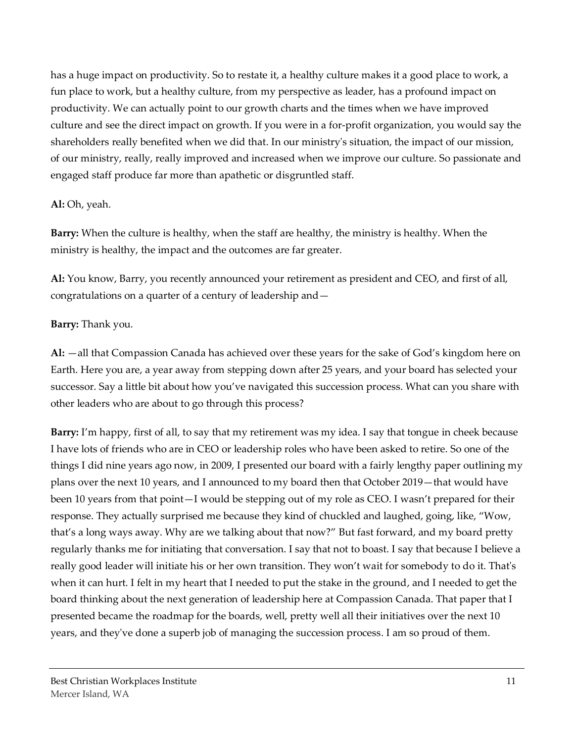has a huge impact on productivity. So to restate it, a healthy culture makes it a good place to work, a fun place to work, but a healthy culture, from my perspective as leader, has a profound impact on productivity. We can actually point to our growth charts and the times when we have improved culture and see the direct impact on growth. If you were in a for-profit organization, you would say the shareholders really benefited when we did that. In our ministry's situation, the impact of our mission, of our ministry, really, really improved and increased when we improve our culture. So passionate and engaged staff produce far more than apathetic or disgruntled staff.

**Al:** Oh, yeah.

**Barry:** When the culture is healthy, when the staff are healthy, the ministry is healthy. When the ministry is healthy, the impact and the outcomes are far greater.

**Al:** You know, Barry, you recently announced your retirement as president and CEO, and first of all, congratulations on a quarter of a century of leadership and—

**Barry:** Thank you.

**Al:** —all that Compassion Canada has achieved over these years for the sake of God's kingdom here on Earth. Here you are, a year away from stepping down after 25 years, and your board has selected your successor. Say a little bit about how you've navigated this succession process. What can you share with other leaders who are about to go through this process?

**Barry:** I'm happy, first of all, to say that my retirement was my idea. I say that tongue in cheek because I have lots of friends who are in CEO or leadership roles who have been asked to retire. So one of the things I did nine years ago now, in 2009, I presented our board with a fairly lengthy paper outlining my plans over the next 10 years, and I announced to my board then that October 2019—that would have been 10 years from that point—I would be stepping out of my role as CEO. I wasn't prepared for their response. They actually surprised me because they kind of chuckled and laughed, going, like, "Wow, that's a long ways away. Why are we talking about that now?" But fast forward, and my board pretty regularly thanks me for initiating that conversation. I say that not to boast. I say that because I believe a really good leader will initiate his or her own transition. They won't wait for somebody to do it. That's when it can hurt. I felt in my heart that I needed to put the stake in the ground, and I needed to get the board thinking about the next generation of leadership here at Compassion Canada. That paper that I presented became the roadmap for the boards, well, pretty well all their initiatives over the next 10 years, and they've done a superb job of managing the succession process. I am so proud of them.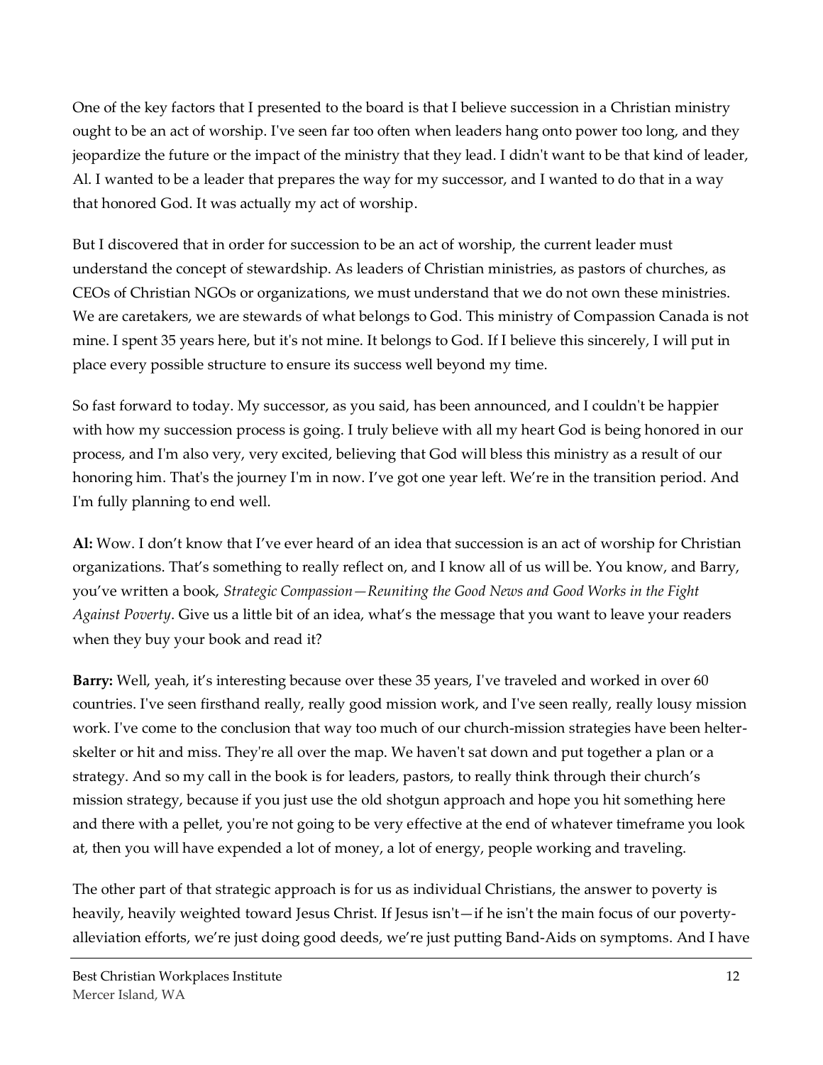One of the key factors that I presented to the board is that I believe succession in a Christian ministry ought to be an act of worship. I've seen far too often when leaders hang onto power too long, and they jeopardize the future or the impact of the ministry that they lead. I didn't want to be that kind of leader, Al. I wanted to be a leader that prepares the way for my successor, and I wanted to do that in a way that honored God. It was actually my act of worship.

But I discovered that in order for succession to be an act of worship, the current leader must understand the concept of stewardship. As leaders of Christian ministries, as pastors of churches, as CEOs of Christian NGOs or organizations, we must understand that we do not own these ministries. We are caretakers, we are stewards of what belongs to God. This ministry of Compassion Canada is not mine. I spent 35 years here, but it's not mine. It belongs to God. If I believe this sincerely, I will put in place every possible structure to ensure its success well beyond my time.

So fast forward to today. My successor, as you said, has been announced, and I couldn't be happier with how my succession process is going. I truly believe with all my heart God is being honored in our process, and I'm also very, very excited, believing that God will bless this ministry as a result of our honoring him. That's the journey I'm in now. I've got one year left. We're in the transition period. And I'm fully planning to end well.

**Al:** Wow. I don't know that I've ever heard of an idea that succession is an act of worship for Christian organizations. That's something to really reflect on, and I know all of us will be. You know, and Barry, you've written a book, *Strategic Compassion—Reuniting the Good News and Good Works in the Fight Against Poverty*. Give us a little bit of an idea, what's the message that you want to leave your readers when they buy your book and read it?

**Barry:** Well, yeah, it's interesting because over these 35 years, I've traveled and worked in over 60 countries. I've seen firsthand really, really good mission work, and I've seen really, really lousy mission work. I've come to the conclusion that way too much of our church-mission strategies have been helter-skelter or hit and miss. They're all over the map. We haven't sat down and put together a plan or a strategy. And so my call in the book is for leaders, pastors, to really think through their church's mission strategy, because if you just use the old shotgun approach and hope you hit something here and there with a pellet, you're not going to be very effective at the end of whatever timeframe you look at, then you will have expended a lot of money, a lot of energy, people working and traveling.

The other part of that strategic approach is for us as individual Christians, the answer to poverty is heavily, heavily weighted toward Jesus Christ. If Jesus isn't—if he isn't the main focus of our poverty-alleviation efforts, we're just doing good deeds, we're just putting Band-Aids on symptoms. And I have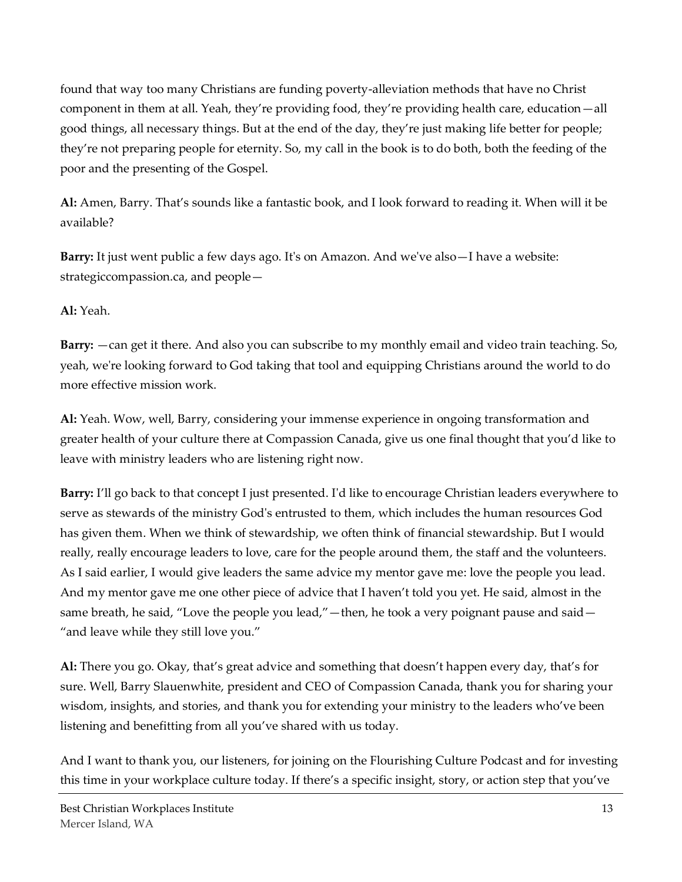found that way too many Christians are funding poverty-alleviation methods that have no Christ component in them at all. Yeah, they're providing food, they're providing health care, education—all good things, all necessary things. But at the end of the day, they're just making life better for people; they're not preparing people for eternity. So, my call in the book is to do both, both the feeding of the poor and the presenting of the Gospel.

**Al:** Amen, Barry. That's sounds like a fantastic book, and I look forward to reading it. When will it be available?

**Barry:** It just went public a few days ago. It's on Amazon. And we've also—I have a website: strategiccompassion.ca, and people—

**Al:** Yeah.

**Barry:** —can get it there. And also you can subscribe to my monthly email and video train teaching. So, yeah, we're looking forward to God taking that tool and equipping Christians around the world to do more effective mission work.

**Al:** Yeah. Wow, well, Barry, considering your immense experience in ongoing transformation and greater health of your culture there at Compassion Canada, give us one final thought that you'd like to leave with ministry leaders who are listening right now.

**Barry:** I'll go back to that concept I just presented. I'd like to encourage Christian leaders everywhere to serve as stewards of the ministry God's entrusted to them, which includes the human resources God has given them. When we think of stewardship, we often think of financial stewardship. But I would really, really encourage leaders to love, care for the people around them, the staff and the volunteers. As I said earlier, I would give leaders the same advice my mentor gave me: love the people you lead. And my mentor gave me one other piece of advice that I haven't told you yet. He said, almost in the same breath, he said, "Love the people you lead,"—then, he took a very poignant pause and said—"and leave while they still love you."

**Al:** There you go. Okay, that's great advice and something that doesn't happen every day, that's for sure. Well, Barry Slauenwhite, president and CEO of Compassion Canada, thank you for sharing your wisdom, insights, and stories, and thank you for extending your ministry to the leaders who've been listening and benefitting from all you've shared with us today.

And I want to thank you, our listeners, for joining on the Flourishing Culture Podcast and for investing this time in your workplace culture today. If there's a specific insight, story, or action step that you've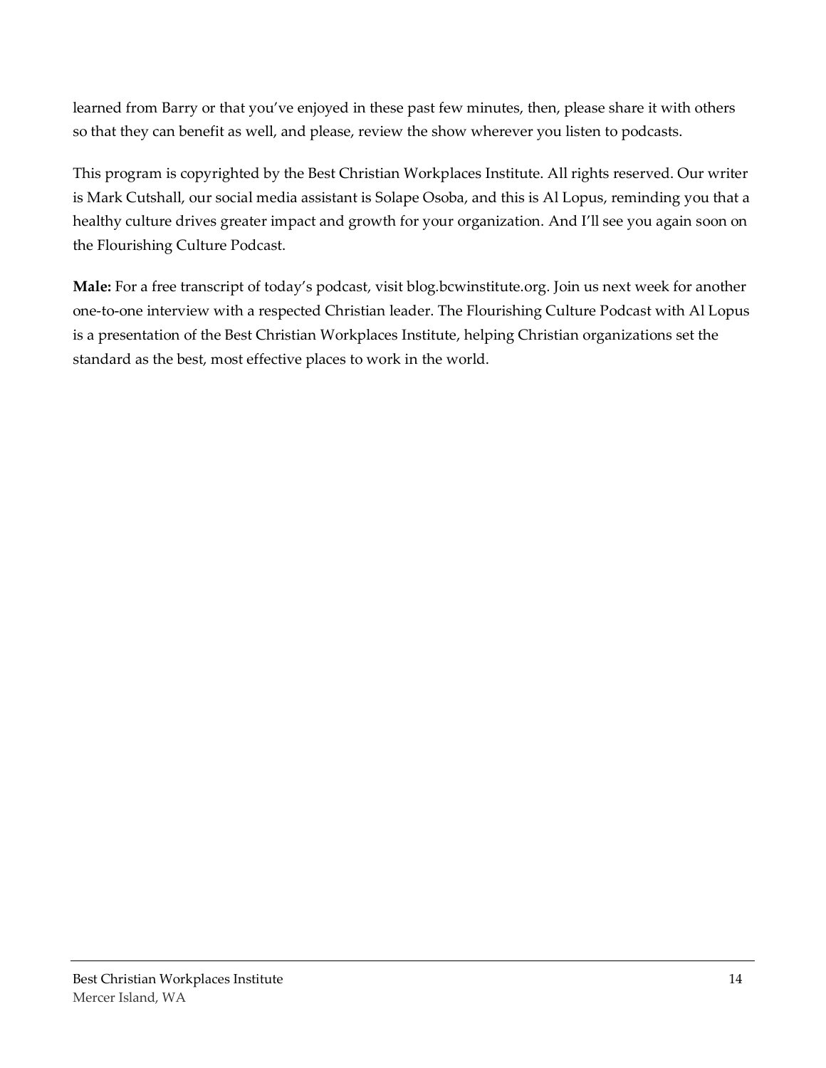learned from Barry or that you've enjoyed in these past few minutes, then, please share it with others so that they can benefit as well, and please, review the show wherever you listen to podcasts.

This program is copyrighted by the Best Christian Workplaces Institute. All rights reserved. Our writer is Mark Cutshall, our social media assistant is Solape Osoba, and this is Al Lopus, reminding you that a healthy culture drives greater impact and growth for your organization. And I'll see you again soon on the Flourishing Culture Podcast.

**Male:** For a free transcript of today's podcast, visit blog.bcwinstitute.org. Join us next week for another one-to-one interview with a respected Christian leader. The Flourishing Culture Podcast with Al Lopus is a presentation of the Best Christian Workplaces Institute, helping Christian organizations set the standard as the best, most effective places to work in the world.